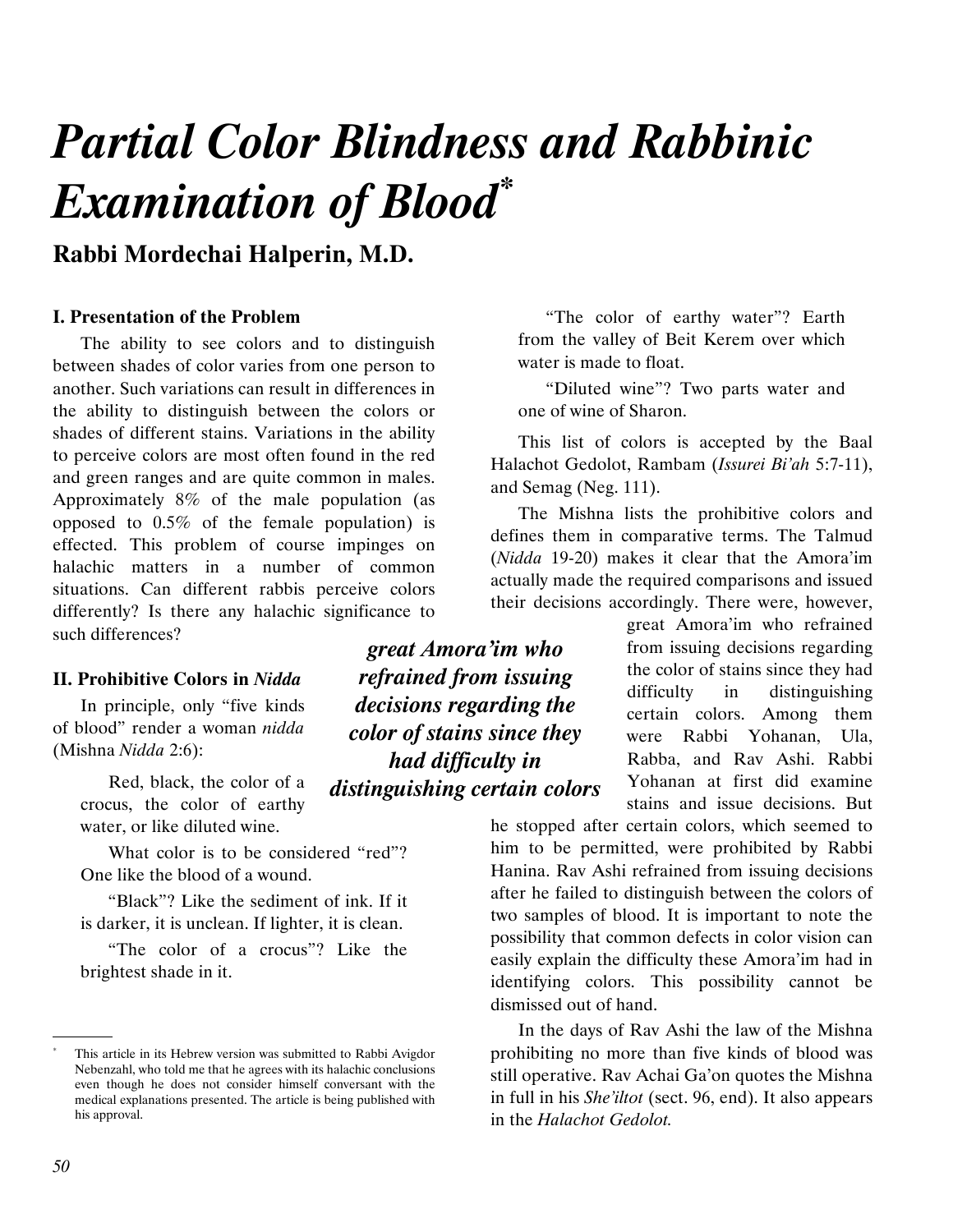# *Partial Color Blindness and Rabbinic Examination of Blood*[*]

**Rabbi Mordechai Halperin, M.D.**

### I. Presentation of the Problem

The ability to see colors and to distinguish between shades of color varies from one person to another. Such variations can result in differences in the ability to distinguish between the colors or shades of different stains. Variations in the ability to perceive colors are most often found in the red and green ranges and are quite common in males. Approximately 8% of the male population (as opposed to 0.5% of the female population) is effected. This problem of course impinges on halachic matters in a number of common situations. Can different rabbis perceive colors differently? Is there any halachic significance to such differences?

### II. Prohibitive Colors in *Nidda*

In principle, only "five kinds of blood" render a woman *nidda* (Mishna *Nidda* 2:6):

> Red, black, the color of a crocus, the color of earthy water, or like diluted wine.
>
> What color is to be considered "red"? One like the blood of a wound.
>
> "Black"? Like the sediment of ink. If it is darker, it is unclean. If lighter, it is clean.
>
> "The color of a crocus"? Like the brightest shade in it.
>
> "The color of earthy water"? Earth from the valley of Beit Kerem over which water is made to float.
>
> "Diluted wine"? Two parts water and one of wine of Sharon.

This list of colors is accepted by the Baal Halachot Gedolot, Rambam (*Issurei Bi'ah* 5:7-11), and Semag (Neg. 111).

The Mishna lists the prohibitive colors and defines them in comparative terms. The Talmud (*Nidda* 19-20) makes it clear that the Amora'im actually made the required comparisons and issued their decisions accordingly. There were, however, great Amora'im who refrained from issuing decisions regarding the color of stains since they had difficulty in distinguishing certain colors. Among them were Rabbi Yohanan, Ula, Rabba, and Rav Ashi. Rabbi Yohanan at first did examine stains and issue decisions. But he stopped after certain colors, which seemed to him to be permitted, were prohibited by Rabbi Hanina. Rav Ashi refrained from issuing decisions after he failed to distinguish between the colors of two samples of blood. It is important to note the possibility that common defects in color vision can easily explain the difficulty these Amora'im had in identifying colors. This possibility cannot be dismissed out of hand.

In the days of Rav Ashi the law of the Mishna prohibiting no more than five kinds of blood was still operative. Rav Achai Ga'on quotes the Mishna in full in his *She'iltot* (sect. 96, end). It also appears in the *Halachot Gedolot.*

---

[*] This article in its Hebrew version was submitted to Rabbi Avigdor Nebenzahl, who told me that he agrees with its halachic conclusions even though he does not consider himself conversant with the medical explanations presented. The article is being published with his approval.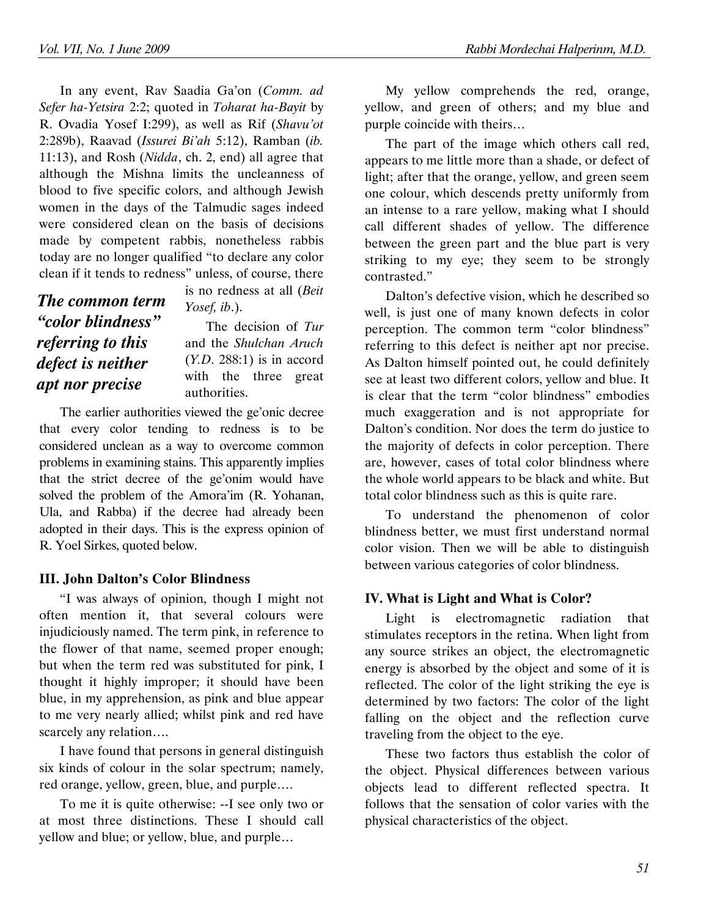In any event, Rav Saadia Ga'on (*Comm. ad Sefer ha-Yetsira* 2:2; quoted in *Toharat ha-Bayit* by R. Ovadia Yosef I:299), as well as Rif (*Shavu'ot* 2:289b), Raavad (*Issurei Bi'ah* 5:12), Ramban (*ib.* 11:13), and Rosh (*Nidda*, ch. 2, end) all agree that although the Mishna limits the uncleanness of blood to five specific colors, and although Jewish women in the days of the Talmudic sages indeed were considered clean on the basis of decisions made by competent rabbis, nonetheless rabbis today are no longer qualified "to declare any color clean if it tends to redness" unless, of course, there is no redness at all (*Beit Yosef, ib.*).

The decision of *Tur* and the *Shulchan Aruch* (*Y.D.* 288:1) is in accord with the three great authorities.

The earlier authorities viewed the ge'onic decree that every color tending to redness is to be considered unclean as a way to overcome common problems in examining stains. This apparently implies that the strict decree of the ge'onim would have solved the problem of the Amora'im (R. Yohanan, Ula, and Rabba) if the decree had already been adopted in their days. This is the express opinion of R. Yoel Sirkes, quoted below.

### III. John Dalton's Color Blindness

"I was always of opinion, though I might not often mention it, that several colours were injudiciously named. The term pink, in reference to the flower of that name, seemed proper enough; but when the term red was substituted for pink, I thought it highly improper; it should have been blue, in my apprehension, as pink and blue appear to me very nearly allied; whilst pink and red have scarcely any relation….

I have found that persons in general distinguish six kinds of colour in the solar spectrum; namely, red orange, yellow, green, blue, and purple….

To me it is quite otherwise: --I see only two or at most three distinctions. These I should call yellow and blue; or yellow, blue, and purple…

My yellow comprehends the red, orange, yellow, and green of others; and my blue and purple coincide with theirs…

The part of the image which others call red, appears to me little more than a shade, or defect of light; after that the orange, yellow, and green seem one colour, which descends pretty uniformly from an intense to a rare yellow, making what I should call different shades of yellow. The difference between the green part and the blue part is very striking to my eye; they seem to be strongly contrasted."

Dalton's defective vision, which he described so well, is just one of many known defects in color perception. The common term "color blindness" referring to this defect is neither apt nor precise. As Dalton himself pointed out, he could definitely see at least two different colors, yellow and blue. It is clear that the term "color blindness" embodies much exaggeration and is not appropriate for Dalton's condition. Nor does the term do justice to the majority of defects in color perception. There are, however, cases of total color blindness where the whole world appears to be black and white. But total color blindness such as this is quite rare.

To understand the phenomenon of color blindness better, we must first understand normal color vision. Then we will be able to distinguish between various categories of color blindness.

### IV. What is Light and What is Color?

Light is electromagnetic radiation that stimulates receptors in the retina. When light from any source strikes an object, the electromagnetic energy is absorbed by the object and some of it is reflected. The color of the light striking the eye is determined by two factors: The color of the light falling on the object and the reflection curve traveling from the object to the eye.

These two factors thus establish the color of the object. Physical differences between various objects lead to different reflected spectra. It follows that the sensation of color varies with the physical characteristics of the object.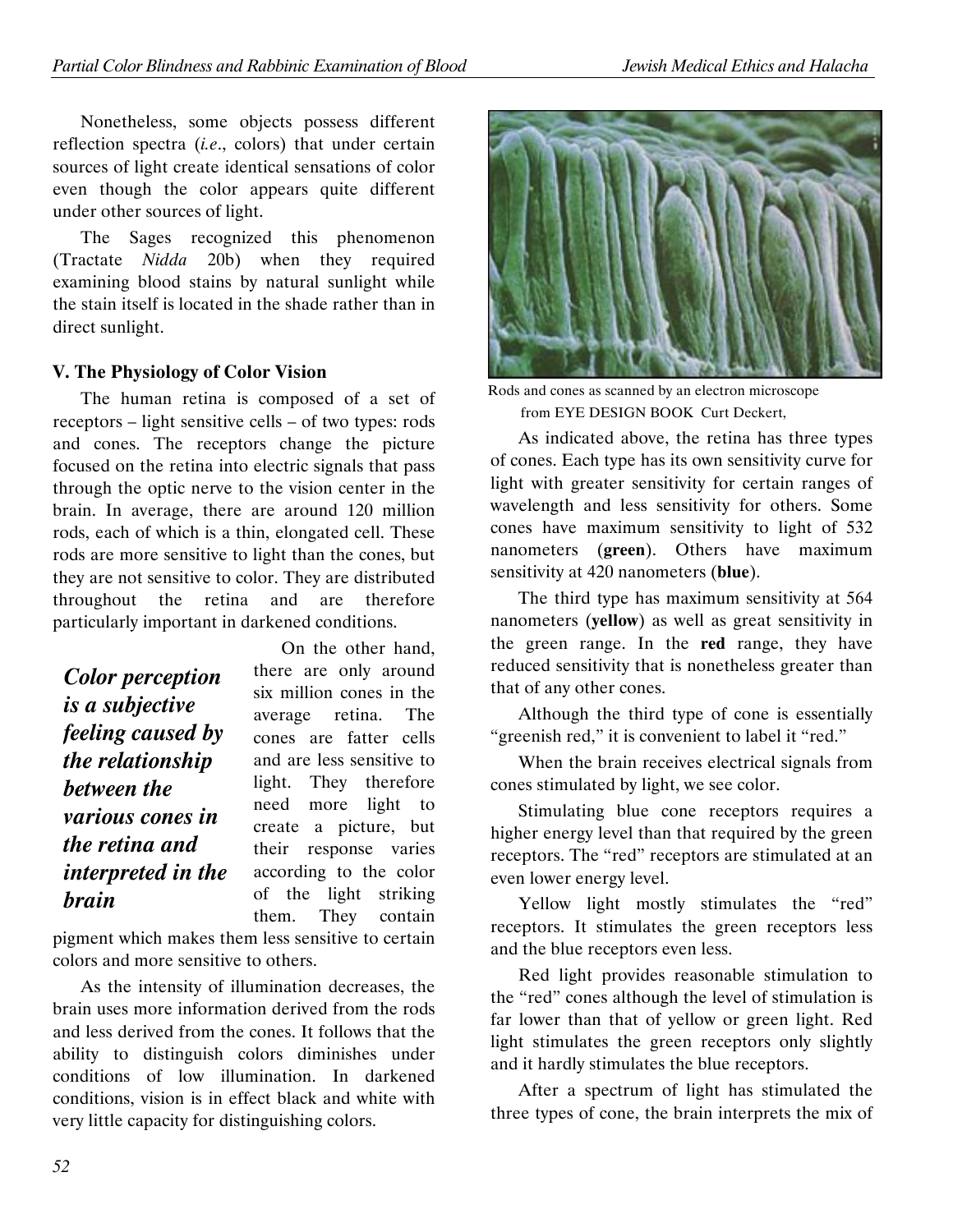Nonetheless, some objects possess different reflection spectra (*i.e*., colors) that under certain sources of light create identical sensations of color even though the color appears quite different under other sources of light.

The Sages recognized this phenomenon (Tractate *Nidda* 20b) when they required examining blood stains by natural sunlight while the stain itself is located in the shade rather than in direct sunlight.

### V. The Physiology of Color Vision

The human retina is composed of a set of receptors – light sensitive cells – of two types: rods and cones. The receptors change the picture focused on the retina into electric signals that pass through the optic nerve to the vision center in the brain. In average, there are around 120 million rods, each of which is a thin, elongated cell. These rods are more sensitive to light than the cones, but they are not sensitive to color. They are distributed throughout the retina and are therefore particularly important in darkened conditions.

> ***Color perception is a subjective feeling caused by the relationship between the various cones in the retina and interpreted in the brain***

On the other hand, there are only around six million cones in the average retina. The cones are fatter cells and are less sensitive to light. They therefore need more light to create a picture, but their response varies according to the color of the light striking them. They contain pigment which makes them less sensitive to certain colors and more sensitive to others.

As the intensity of illumination decreases, the brain uses more information derived from the rods and less derived from the cones. It follows that the ability to distinguish colors diminishes under conditions of low illumination. In darkened conditions, vision is in effect black and white with very little capacity for distinguishing colors.

Rods and cones as scanned by an electron microscope from EYE DESIGN BOOK Curt Deckert,

As indicated above, the retina has three types of cones. Each type has its own sensitivity curve for light with greater sensitivity for certain ranges of wavelength and less sensitivity for others. Some cones have maximum sensitivity to light of 532 nanometers (**green**). Others have maximum sensitivity at 420 nanometers (**blue**).

The third type has maximum sensitivity at 564 nanometers (**yellow**) as well as great sensitivity in the green range. In the **red** range, they have reduced sensitivity that is nonetheless greater than that of any other cones.

Although the third type of cone is essentially "greenish red," it is convenient to label it "red."

When the brain receives electrical signals from cones stimulated by light, we see color.

Stimulating blue cone receptors requires a higher energy level than that required by the green receptors. The "red" receptors are stimulated at an even lower energy level.

Yellow light mostly stimulates the "red" receptors. It stimulates the green receptors less and the blue receptors even less.

Red light provides reasonable stimulation to the "red" cones although the level of stimulation is far lower than that of yellow or green light. Red light stimulates the green receptors only slightly and it hardly stimulates the blue receptors.

After a spectrum of light has stimulated the three types of cone, the brain interprets the mix of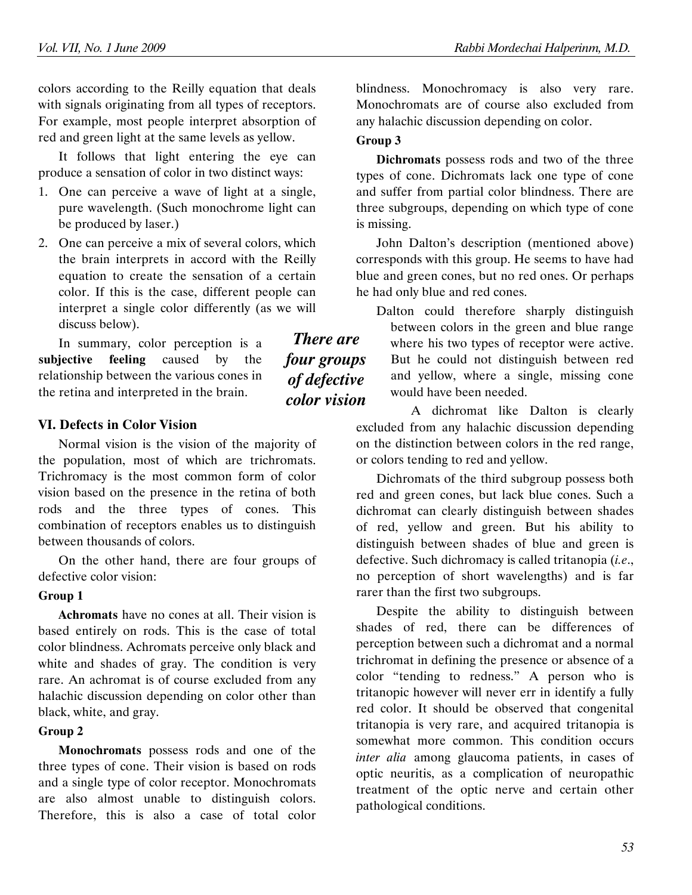colors according to the Reilly equation that deals with signals originating from all types of receptors. For example, most people interpret absorption of red and green light at the same levels as yellow.

It follows that light entering the eye can produce a sensation of color in two distinct ways:

1. One can perceive a wave of light at a single, pure wavelength. (Such monochrome light can be produced by laser.)
2. One can perceive a mix of several colors, which the brain interprets in accord with the Reilly equation to create the sensation of a certain color. If this is the case, different people can interpret a single color differently (as we will discuss below).

In summary, color perception is a **subjective feeling** caused by the relationship between the various cones in the retina and interpreted in the brain.

## VI. Defects in Color Vision

Normal vision is the vision of the majority of the population, most of which are trichromats. Trichromacy is the most common form of color vision based on the presence in the retina of both rods and the three types of cones. This combination of receptors enables us to distinguish between thousands of colors.

On the other hand, there are four groups of defective color vision:

*There are four groups of defective color vision*

### Group 1

**Achromats** have no cones at all. Their vision is based entirely on rods. This is the case of total color blindness. Achromats perceive only black and white and shades of gray. The condition is very rare. An achromat is of course excluded from any halachic discussion depending on color other than black, white, and gray.

### Group 2

**Monochromats** possess rods and one of the three types of cone. Their vision is based on rods and a single type of color receptor. Monochromats are also almost unable to distinguish colors. Therefore, this is also a case of total color blindness. Monochromacy is also very rare. Monochromats are of course also excluded from any halachic discussion depending on color.

### Group 3

**Dichromats** possess rods and two of the three types of cone. Dichromats lack one type of cone and suffer from partial color blindness. There are three subgroups, depending on which type of cone is missing.

John Dalton's description (mentioned above) corresponds with this group. He seems to have had blue and green cones, but no red ones. Or perhaps he had only blue and red cones.

> Dalton could therefore sharply distinguish between colors in the green and blue range where his two types of receptor were active. But he could not distinguish between red and yellow, where a single, missing cone would have been needed.

A dichromat like Dalton is clearly excluded from any halachic discussion depending on the distinction between colors in the red range, or colors tending to red and yellow.

Dichromats of the third subgroup possess both red and green cones, but lack blue cones. Such a dichromat can clearly distinguish between shades of red, yellow and green. But his ability to distinguish between shades of blue and green is defective. Such dichromacy is called tritanopia (*i.e.*, no perception of short wavelengths) and is far rarer than the first two subgroups.

Despite the ability to distinguish between shades of red, there can be differences of perception between such a dichromat and a normal trichromat in defining the presence or absence of a color "tending to redness." A person who is tritanopic however will never err in identify a fully red color. It should be observed that congenital tritanopia is very rare, and acquired tritanopia is somewhat more common. This condition occurs *inter alia* among glaucoma patients, in cases of optic neuritis, as a complication of neuropathic treatment of the optic nerve and certain other pathological conditions.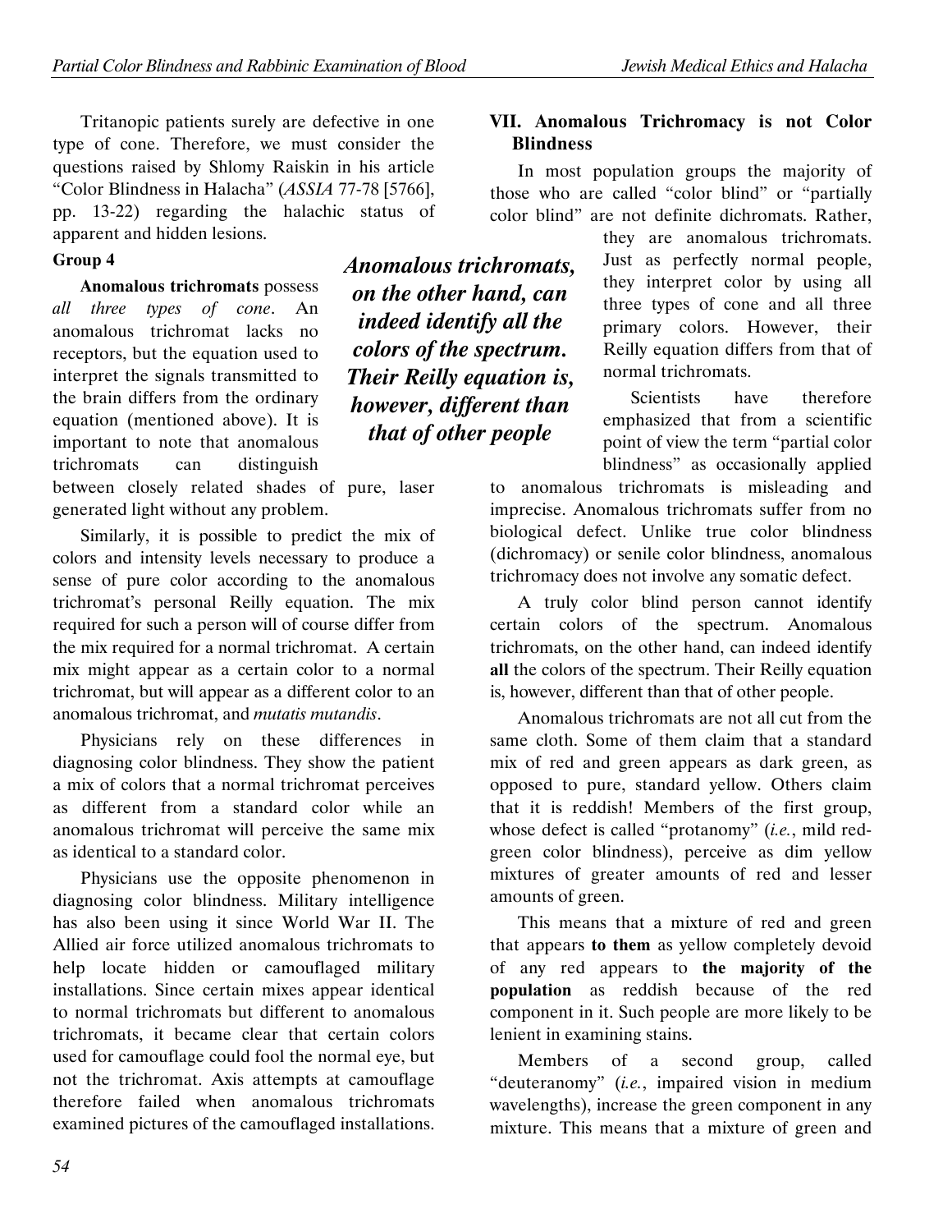Tritanopic patients surely are defective in one type of cone. Therefore, we must consider the questions raised by Shlomy Raiskin in his article "Color Blindness in Halacha" (*ASSIA* 77-78 [5766], pp. 13-22) regarding the halachic status of apparent and hidden lesions.

#### Group 4

**Anomalous trichromats** possess *all three types of cone*. An anomalous trichromat lacks no receptors, but the equation used to interpret the signals transmitted to the brain differs from the ordinary equation (mentioned above). It is important to note that anomalous trichromats can distinguish between closely related shades of pure, laser generated light without any problem.

Similarly, it is possible to predict the mix of colors and intensity levels necessary to produce a sense of pure color according to the anomalous trichromat's personal Reilly equation. The mix required for such a person will of course differ from the mix required for a normal trichromat. A certain mix might appear as a certain color to a normal trichromat, but will appear as a different color to an anomalous trichromat, and *mutatis mutandis*.

Physicians rely on these differences in diagnosing color blindness. They show the patient a mix of colors that a normal trichromat perceives as different from a standard color while an anomalous trichromat will perceive the same mix as identical to a standard color.

Physicians use the opposite phenomenon in diagnosing color blindness. Military intelligence has also been using it since World War II. The Allied air force utilized anomalous trichromats to help locate hidden or camouflaged military installations. Since certain mixes appear identical to normal trichromats but different to anomalous trichromats, it became clear that certain colors used for camouflage could fool the normal eye, but not the trichromat. Axis attempts at camouflage therefore failed when anomalous trichromats examined pictures of the camouflaged installations.

## VII. Anomalous Trichromacy is not Color Blindness

In most population groups the majority of those who are called "color blind" or "partially color blind" are not definite dichromats. Rather, they are anomalous trichromats. Just as perfectly normal people, they interpret color by using all three types of cone and all three primary colors. However, their Reilly equation differs from that of normal trichromats.

Scientists have therefore emphasized that from a scientific point of view the term "partial color blindness" as occasionally applied to anomalous trichromats is misleading and imprecise. Anomalous trichromats suffer from no biological defect. Unlike true color blindness (dichromacy) or senile color blindness, anomalous trichromacy does not involve any somatic defect.

A truly color blind person cannot identify certain colors of the spectrum. Anomalous trichromats, on the other hand, can indeed identify **all** the colors of the spectrum. Their Reilly equation is, however, different than that of other people.

Anomalous trichromats are not all cut from the same cloth. Some of them claim that a standard mix of red and green appears as dark green, as opposed to pure, standard yellow. Others claim that it is reddish! Members of the first group, whose defect is called "protanomy" (*i.e.*, mild red-green color blindness), perceive as dim yellow mixtures of greater amounts of red and lesser amounts of green.

This means that a mixture of red and green that appears **to them** as yellow completely devoid of any red appears to **the majority of the population** as reddish because of the red component in it. Such people are more likely to be lenient in examining stains.

Members of a second group, called "deuteranomy" (*i.e.*, impaired vision in medium wavelengths), increase the green component in any mixture. This means that a mixture of green and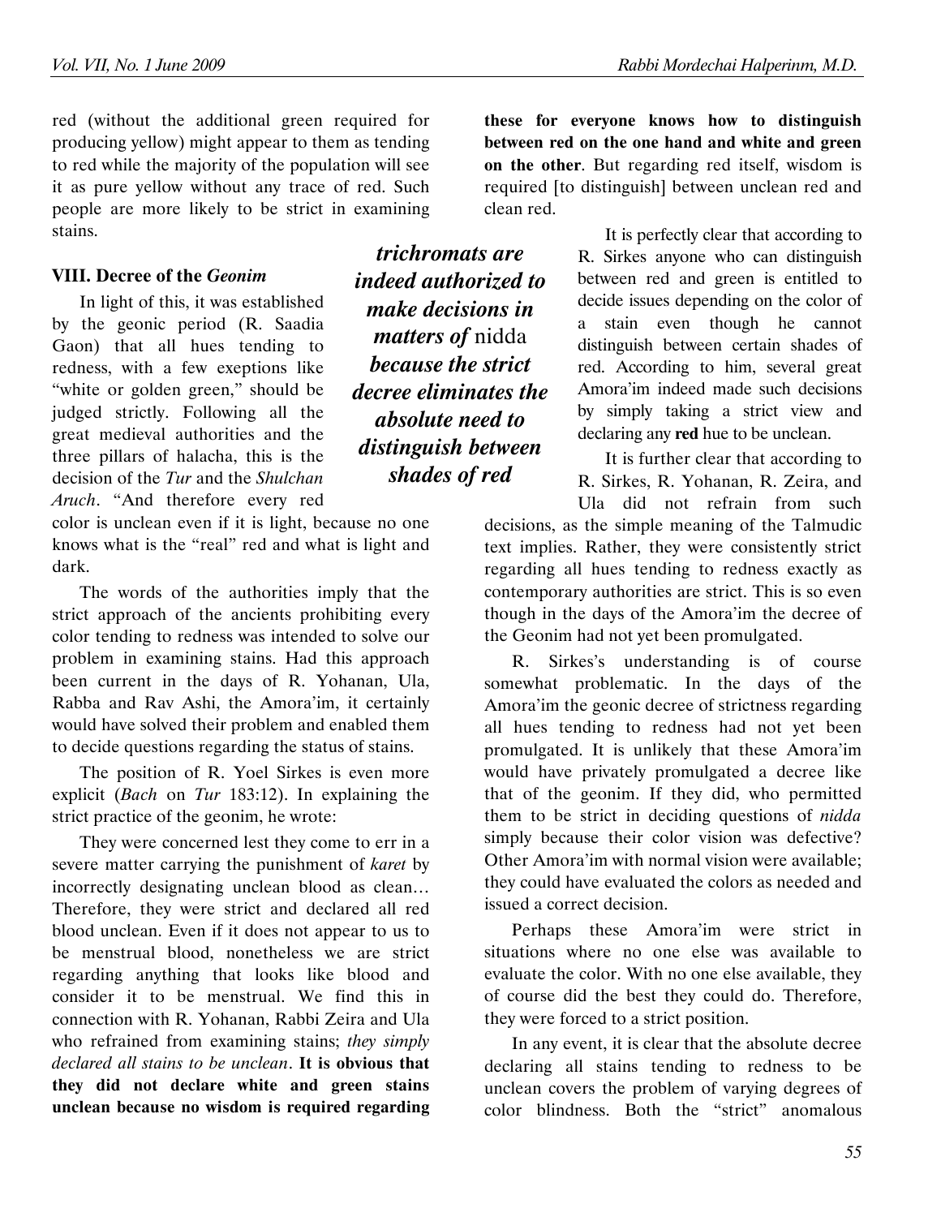red (without the additional green required for producing yellow) might appear to them as tending to red while the majority of the population will see it as pure yellow without any trace of red. Such people are more likely to be strict in examining stains.

### VIII. Decree of the *Geonim*

In light of this, it was established by the geonic period (R. Saadia Gaon) that all hues tending to redness, with a few exeptions like "white or golden green," should be judged strictly. Following all the great medieval authorities and the three pillars of halacha, this is the decision of the *Tur* and the *Shulchan Aruch*. "And therefore every red color is unclean even if it is light, because no one knows what is the "real" red and what is light and dark.

***trichromats are indeed authorized to make decisions in matters of* nidda *because the strict decree eliminates the absolute need to distinguish between shades of red***

The words of the authorities imply that the strict approach of the ancients prohibiting every color tending to redness was intended to solve our problem in examining stains. Had this approach been current in the days of R. Yohanan, Ula, Rabba and Rav Ashi, the Amora'im, it certainly would have solved their problem and enabled them to decide questions regarding the status of stains.

The position of R. Yoel Sirkes is even more explicit (*Bach* on *Tur* 183:12). In explaining the strict practice of the geonim, he wrote:

They were concerned lest they come to err in a severe matter carrying the punishment of *karet* by incorrectly designating unclean blood as clean… Therefore, they were strict and declared all red blood unclean. Even if it does not appear to us to be menstrual blood, nonetheless we are strict regarding anything that looks like blood and consider it to be menstrual. We find this in connection with R. Yohanan, Rabbi Zeira and Ula who refrained from examining stains; *they simply declared all stains to be unclean*. **It is obvious that they did not declare white and green stains unclean because no wisdom is required regarding these for everyone knows how to distinguish between red on the one hand and white and green on the other**. But regarding red itself, wisdom is required [to distinguish] between unclean red and clean red.

It is perfectly clear that according to R. Sirkes anyone who can distinguish between red and green is entitled to decide issues depending on the color of a stain even though he cannot distinguish between certain shades of red. According to him, several great Amora'im indeed made such decisions by simply taking a strict view and declaring any **red** hue to be unclean.

It is further clear that according to R. Sirkes, R. Yohanan, R. Zeira, and Ula did not refrain from such decisions, as the simple meaning of the Talmudic text implies. Rather, they were consistently strict regarding all hues tending to redness exactly as contemporary authorities are strict. This is so even though in the days of the Amora'im the decree of the Geonim had not yet been promulgated.

R. Sirkes's understanding is of course somewhat problematic. In the days of the Amora'im the geonic decree of strictness regarding all hues tending to redness had not yet been promulgated. It is unlikely that these Amora'im would have privately promulgated a decree like that of the geonim. If they did, who permitted them to be strict in deciding questions of *nidda* simply because their color vision was defective? Other Amora'im with normal vision were available; they could have evaluated the colors as needed and issued a correct decision.

Perhaps these Amora'im were strict in situations where no one else was available to evaluate the color. With no one else available, they of course did the best they could do. Therefore, they were forced to a strict position.

In any event, it is clear that the absolute decree declaring all stains tending to redness to be unclean covers the problem of varying degrees of color blindness. Both the "strict" anomalous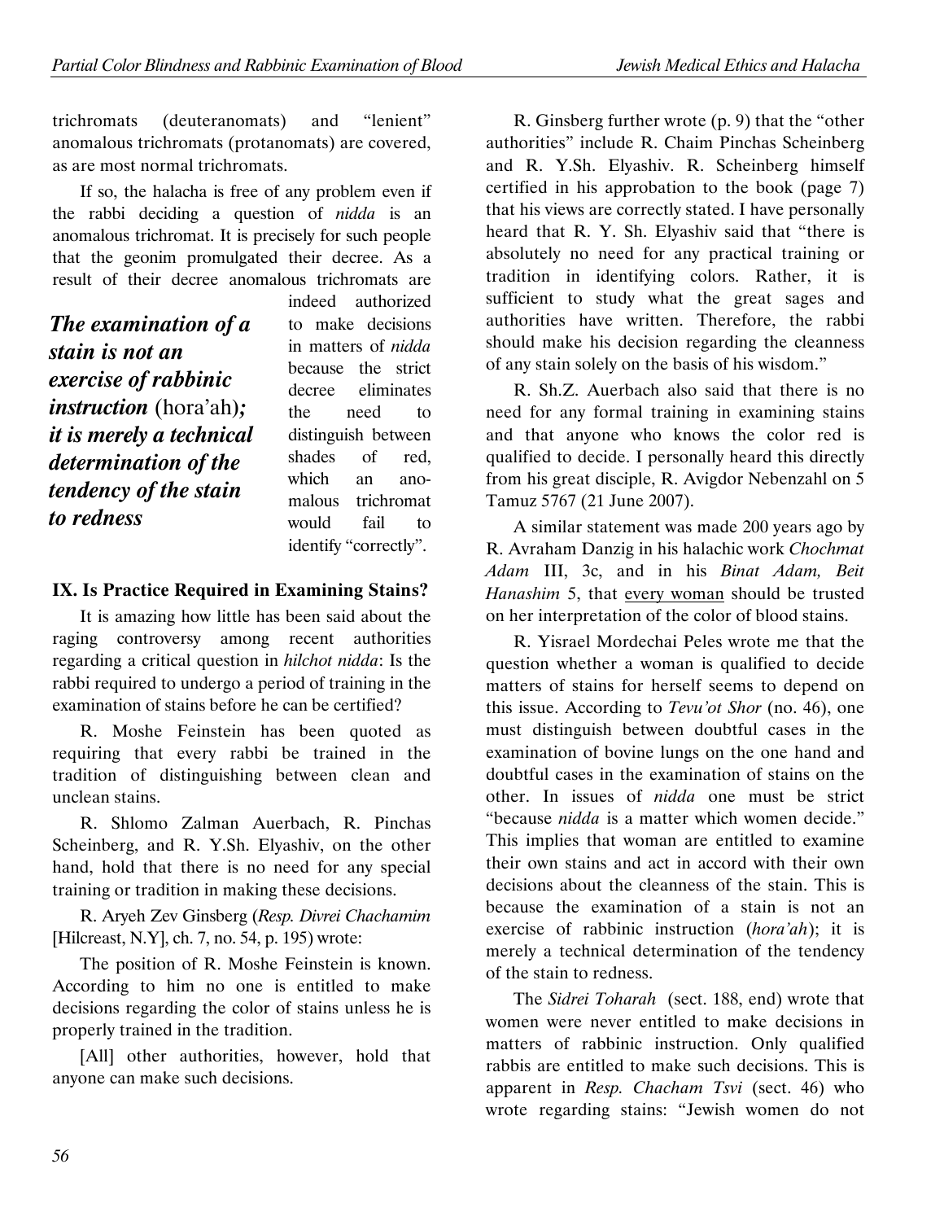trichromats (deuteranomats) and "lenient" anomalous trichromats (protanomats) are covered, as are most normal trichromats.

If so, the halacha is free of any problem even if the rabbi deciding a question of *nidda* is an anomalous trichromat. It is precisely for such people that the geonim promulgated their decree. As a result of their decree anomalous trichromats are indeed authorized to make decisions in matters of *nidda* because the strict decree eliminates the need to distinguish between shades of red, which an anomalous trichromat would fail to identify "correctly".

***The examination of a stain is not an exercise of rabbinic instruction* (hora'ah)*; it is merely a technical determination of the tendency of the stain to redness***

## IX. Is Practice Required in Examining Stains?

It is amazing how little has been said about the raging controversy among recent authorities regarding a critical question in *hilchot nidda*: Is the rabbi required to undergo a period of training in the examination of stains before he can be certified?

R. Moshe Feinstein has been quoted as requiring that every rabbi be trained in the tradition of distinguishing between clean and unclean stains.

R. Shlomo Zalman Auerbach, R. Pinchas Scheinberg, and R. Y.Sh. Elyashiv, on the other hand, hold that there is no need for any special training or tradition in making these decisions.

R. Aryeh Zev Ginsberg (*Resp. Divrei Chachamim* [Hilcreast, N.Y], ch. 7, no. 54, p. 195) wrote:

The position of R. Moshe Feinstein is known. According to him no one is entitled to make decisions regarding the color of stains unless he is properly trained in the tradition.

[All] other authorities, however, hold that anyone can make such decisions.

R. Ginsberg further wrote (p. 9) that the "other authorities" include R. Chaim Pinchas Scheinberg and R. Y.Sh. Elyashiv. R. Scheinberg himself certified in his approbation to the book (page 7) that his views are correctly stated. I have personally heard that R. Y. Sh. Elyashiv said that "there is absolutely no need for any practical training or tradition in identifying colors. Rather, it is sufficient to study what the great sages and authorities have written. Therefore, the rabbi should make his decision regarding the cleanness of any stain solely on the basis of his wisdom."

R. Sh.Z. Auerbach also said that there is no need for any formal training in examining stains and that anyone who knows the color red is qualified to decide. I personally heard this directly from his great disciple, R. Avigdor Nebenzahl on 5 Tamuz 5767 (21 June 2007).

A similar statement was made 200 years ago by R. Avraham Danzig in his halachic work *Chochmat Adam* III, 3c, and in his *Binat Adam, Beit Hanashim* 5, that every woman should be trusted on her interpretation of the color of blood stains.

R. Yisrael Mordechai Peles wrote me that the question whether a woman is qualified to decide matters of stains for herself seems to depend on this issue. According to *Tevu'ot Shor* (no. 46), one must distinguish between doubtful cases in the examination of bovine lungs on the one hand and doubtful cases in the examination of stains on the other. In issues of *nidda* one must be strict "because *nidda* is a matter which women decide." This implies that woman are entitled to examine their own stains and act in accord with their own decisions about the cleanness of the stain. This is because the examination of a stain is not an exercise of rabbinic instruction (*hora'ah*); it is merely a technical determination of the tendency of the stain to redness.

The *Sidrei Toharah* (sect. 188, end) wrote that women were never entitled to make decisions in matters of rabbinic instruction. Only qualified rabbis are entitled to make such decisions. This is apparent in *Resp. Chacham Tsvi* (sect. 46) who wrote regarding stains: "Jewish women do not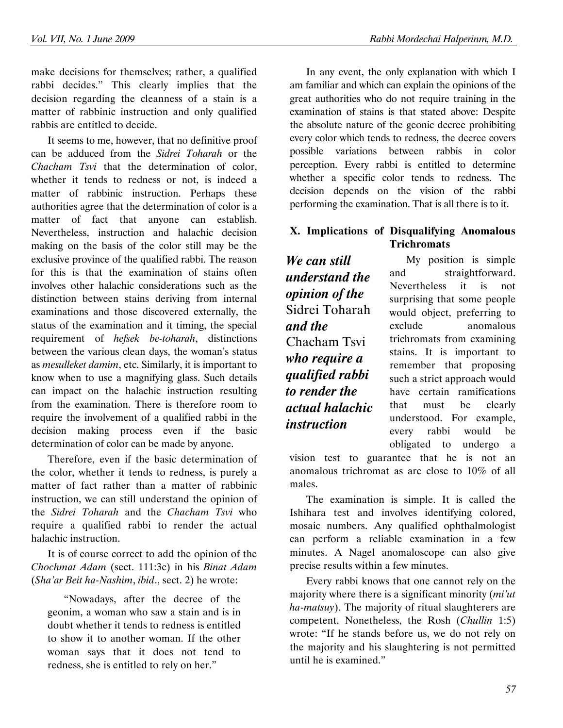make decisions for themselves; rather, a qualified rabbi decides." This clearly implies that the decision regarding the cleanness of a stain is a matter of rabbinic instruction and only qualified rabbis are entitled to decide.

It seems to me, however, that no definitive proof can be adduced from the *Sidrei Toharah* or the *Chacham Tsvi* that the determination of color, whether it tends to redness or not, is indeed a matter of rabbinic instruction. Perhaps these authorities agree that the determination of color is a matter of fact that anyone can establish. Nevertheless, instruction and halachic decision making on the basis of the color still may be the exclusive province of the qualified rabbi. The reason for this is that the examination of stains often involves other halachic considerations such as the distinction between stains deriving from internal examinations and those discovered externally, the status of the examination and it timing, the special requirement of *hefsek be-toharah*, distinctions between the various clean days, the woman's status as *mesulleket damim*, etc. Similarly, it is important to know when to use a magnifying glass. Such details can impact on the halachic instruction resulting from the examination. There is therefore room to require the involvement of a qualified rabbi in the decision making process even if the basic determination of color can be made by anyone.

Therefore, even if the basic determination of the color, whether it tends to redness, is purely a matter of fact rather than a matter of rabbinic instruction, we can still understand the opinion of the *Sidrei Toharah* and the *Chacham Tsvi* who require a qualified rabbi to render the actual halachic instruction.

It is of course correct to add the opinion of the *Chochmat Adam* (sect. 111:3c) in his *Binat Adam* (*Sha'ar Beit ha-Nashim*, *ibid*., sect. 2) he wrote:

> "Nowadays, after the decree of the geonim, a woman who saw a stain and is in doubt whether it tends to redness is entitled to show it to another woman. If the other woman says that it does not tend to redness, she is entitled to rely on her."

In any event, the only explanation with which I am familiar and which can explain the opinions of the great authorities who do not require training in the examination of stains is that stated above: Despite the absolute nature of the geonic decree prohibiting every color which tends to redness, the decree covers possible variations between rabbis in color perception. Every rabbi is entitled to determine whether a specific color tends to redness. The decision depends on the vision of the rabbi performing the examination. That is all there is to it.

## X. Implications of Disqualifying Anomalous Trichromats

> ***We can still understand the opinion of the* Sidrei Toharah *and the* Chacham Tsvi *who require a qualified rabbi to render the actual halachic instruction***

My position is simple and straightforward. Nevertheless it is not surprising that some people would object, preferring to exclude anomalous trichromats from examining stains. It is important to remember that proposing such a strict approach would have certain ramifications that must be clearly understood. For example, every rabbi would be obligated to undergo a vision test to guarantee that he is not an anomalous trichromat as are close to 10% of all males.

The examination is simple. It is called the Ishihara test and involves identifying colored, mosaic numbers. Any qualified ophthalmologist can perform a reliable examination in a few minutes. A Nagel anomaloscope can also give precise results within a few minutes.

Every rabbi knows that one cannot rely on the majority where there is a significant minority (*mi'ut ha-matsuy*). The majority of ritual slaughterers are competent. Nonetheless, the Rosh (*Chullin* 1:5) wrote: "If he stands before us, we do not rely on the majority and his slaughtering is not permitted until he is examined."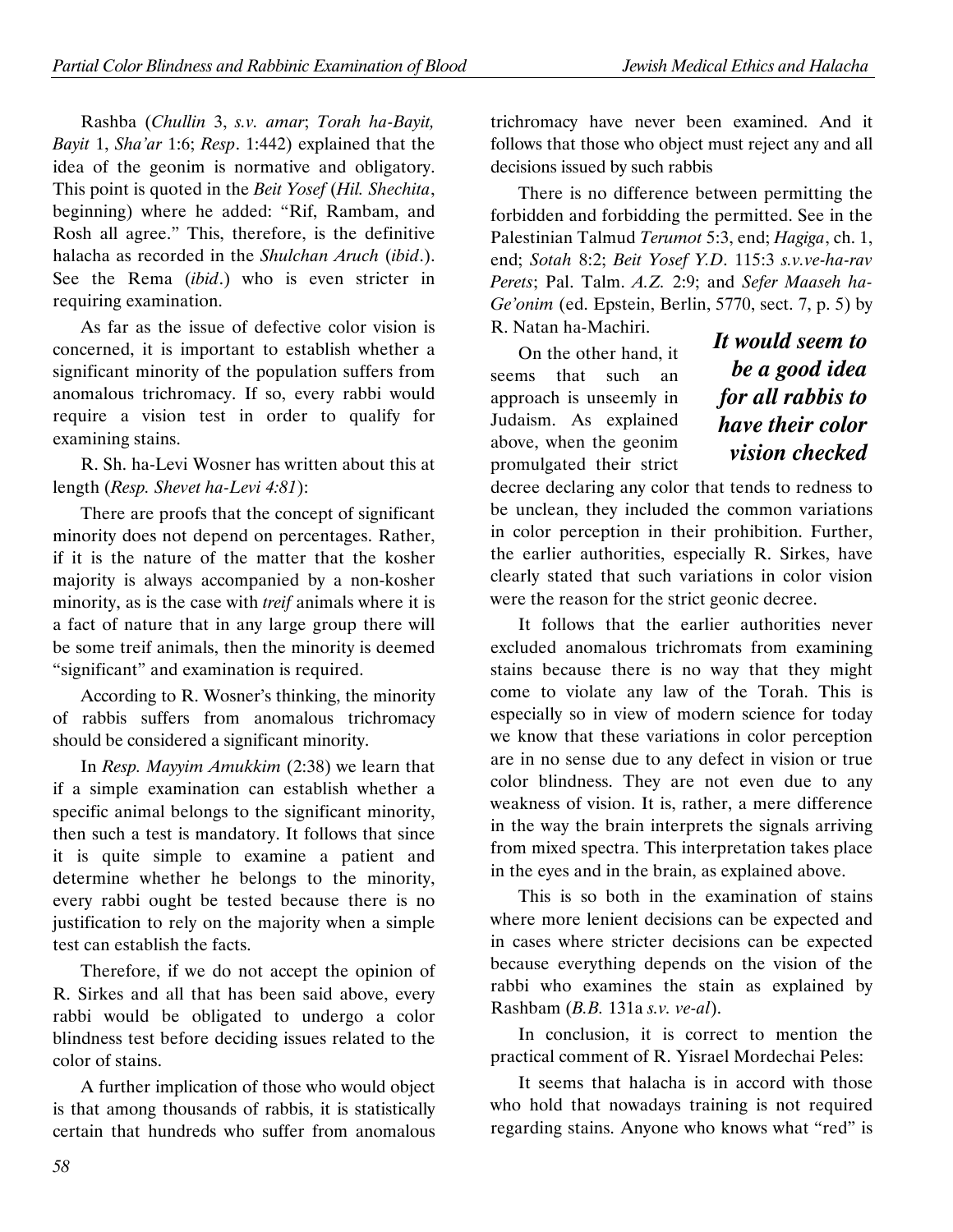Rashba (*Chullin* 3, *s.v. amar*; *Torah ha-Bayit, Bayit* 1, *Sha'ar* 1:6; *Resp*. 1:442) explained that the idea of the geonim is normative and obligatory. This point is quoted in the *Beit Yosef* (*Hil. Shechita*, beginning) where he added: "Rif, Rambam, and Rosh all agree." This, therefore, is the definitive halacha as recorded in the *Shulchan Aruch* (*ibid*.). See the Rema (*ibid*.) who is even stricter in requiring examination.

As far as the issue of defective color vision is concerned, it is important to establish whether a significant minority of the population suffers from anomalous trichromacy. If so, every rabbi would require a vision test in order to qualify for examining stains.

R. Sh. ha-Levi Wosner has written about this at length (*Resp. Shevet ha-Levi 4:81*):

There are proofs that the concept of significant minority does not depend on percentages. Rather, if it is the nature of the matter that the kosher majority is always accompanied by a non-kosher minority, as is the case with *treif* animals where it is a fact of nature that in any large group there will be some treif animals, then the minority is deemed "significant" and examination is required.

According to R. Wosner's thinking, the minority of rabbis suffers from anomalous trichromacy should be considered a significant minority.

In *Resp. Mayyim Amukkim* (2:38) we learn that if a simple examination can establish whether a specific animal belongs to the significant minority, then such a test is mandatory. It follows that since it is quite simple to examine a patient and determine whether he belongs to the minority, every rabbi ought be tested because there is no justification to rely on the majority when a simple test can establish the facts.

Therefore, if we do not accept the opinion of R. Sirkes and all that has been said above, every rabbi would be obligated to undergo a color blindness test before deciding issues related to the color of stains.

A further implication of those who would object is that among thousands of rabbis, it is statistically certain that hundreds who suffer from anomalous trichromacy have never been examined. And it follows that those who object must reject any and all decisions issued by such rabbis

There is no difference between permitting the forbidden and forbidding the permitted. See in the Palestinian Talmud *Terumot* 5:3, end; *Hagiga*, ch. 1, end; *Sotah* 8:2; *Beit Yosef Y.D.* 115:3 *s.v.ve-ha-rav Perets*; Pal. Talm. *A.Z.* 2:9; and *Sefer Maaseh ha-Ge'onim* (ed. Epstein, Berlin, 5770, sect. 7, p. 5) by R. Natan ha-Machiri.

***It would seem to be a good idea for all rabbis to have their color vision checked***

On the other hand, it seems that such an approach is unseemly in Judaism. As explained above, when the geonim promulgated their strict decree declaring any color that tends to redness to be unclean, they included the common variations in color perception in their prohibition. Further, the earlier authorities, especially R. Sirkes, have clearly stated that such variations in color vision were the reason for the strict geonic decree.

It follows that the earlier authorities never excluded anomalous trichromats from examining stains because there is no way that they might come to violate any law of the Torah. This is especially so in view of modern science for today we know that these variations in color perception are in no sense due to any defect in vision or true color blindness. They are not even due to any weakness of vision. It is, rather, a mere difference in the way the brain interprets the signals arriving from mixed spectra. This interpretation takes place in the eyes and in the brain, as explained above.

This is so both in the examination of stains where more lenient decisions can be expected and in cases where stricter decisions can be expected because everything depends on the vision of the rabbi who examines the stain as explained by Rashbam (*B.B.* 131a *s.v. ve-al*).

In conclusion, it is correct to mention the practical comment of R. Yisrael Mordechai Peles:

It seems that halacha is in accord with those who hold that nowadays training is not required regarding stains. Anyone who knows what "red" is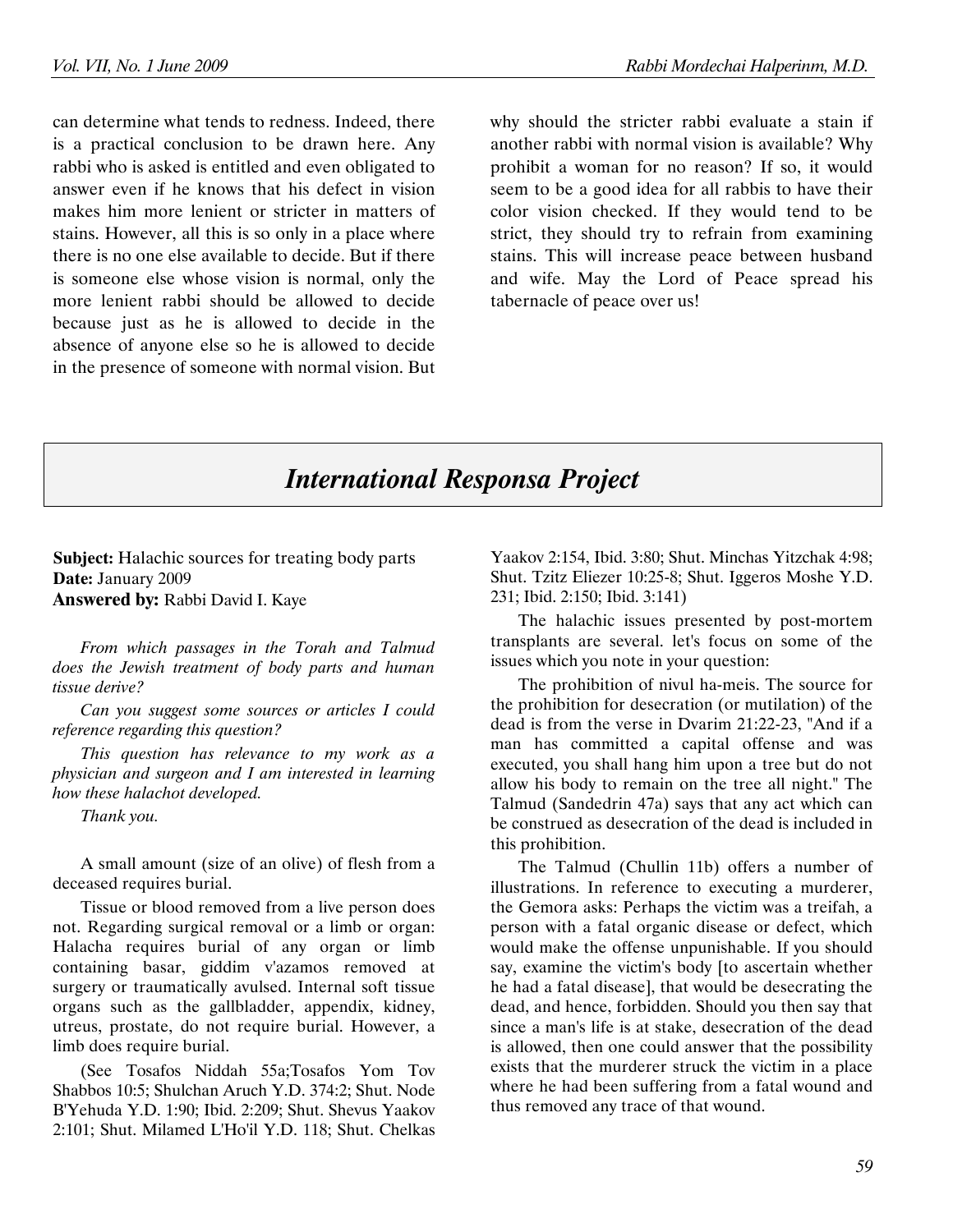can determine what tends to redness. Indeed, there is a practical conclusion to be drawn here. Any rabbi who is asked is entitled and even obligated to answer even if he knows that his defect in vision makes him more lenient or stricter in matters of stains. However, all this is so only in a place where there is no one else available to decide. But if there is someone else whose vision is normal, only the more lenient rabbi should be allowed to decide because just as he is allowed to decide in the absence of anyone else so he is allowed to decide in the presence of someone with normal vision. But why should the stricter rabbi evaluate a stain if another rabbi with normal vision is available? Why prohibit a woman for no reason? If so, it would seem to be a good idea for all rabbis to have their color vision checked. If they would tend to be strict, they should try to refrain from examining stains. This will increase peace between husband and wife. May the Lord of Peace spread his tabernacle of peace over us!

# *International Responsa Project*

**Subject:** Halachic sources for treating body parts
**Date:** January 2009
**Answered by:** Rabbi David I. Kaye

*From which passages in the Torah and Talmud does the Jewish treatment of body parts and human tissue derive?*

*Can you suggest some sources or articles I could reference regarding this question?*

*This question has relevance to my work as a physician and surgeon and I am interested in learning how these halachot developed.*

*Thank you.*

A small amount (size of an olive) of flesh from a deceased requires burial.

Tissue or blood removed from a live person does not. Regarding surgical removal or a limb or organ: Halacha requires burial of any organ or limb containing basar, giddim v'azamos removed at surgery or traumatically avulsed. Internal soft tissue organs such as the gallbladder, appendix, kidney, utreus, prostate, do not require burial. However, a limb does require burial.

(See Tosafos Niddah 55a;Tosafos Yom Tov Shabbos 10:5; Shulchan Aruch Y.D. 374:2; Shut. Node B'Yehuda Y.D. 1:90; Ibid. 2:209; Shut. Shevus Yaakov 2:101; Shut. Milamed L'Ho'il Y.D. 118; Shut. Chelkas Yaakov 2:154, Ibid. 3:80; Shut. Minchas Yitzchak 4:98; Shut. Tzitz Eliezer 10:25-8; Shut. Iggeros Moshe Y.D. 231; Ibid. 2:150; Ibid. 3:141)

The halachic issues presented by post-mortem transplants are several. let's focus on some of the issues which you note in your question:

The prohibition of nivul ha-meis. The source for the prohibition for desecration (or mutilation) of the dead is from the verse in Dvarim 21:22-23, "And if a man has committed a capital offense and was executed, you shall hang him upon a tree but do not allow his body to remain on the tree all night." The Talmud (Sandedrin 47a) says that any act which can be construed as desecration of the dead is included in this prohibition.

The Talmud (Chullin 11b) offers a number of illustrations. In reference to executing a murderer, the Gemora asks: Perhaps the victim was a treifah, a person with a fatal organic disease or defect, which would make the offense unpunishable. If you should say, examine the victim's body [to ascertain whether he had a fatal disease], that would be desecrating the dead, and hence, forbidden. Should you then say that since a man's life is at stake, desecration of the dead is allowed, then one could answer that the possibility exists that the murderer struck the victim in a place where he had been suffering from a fatal wound and thus removed any trace of that wound.